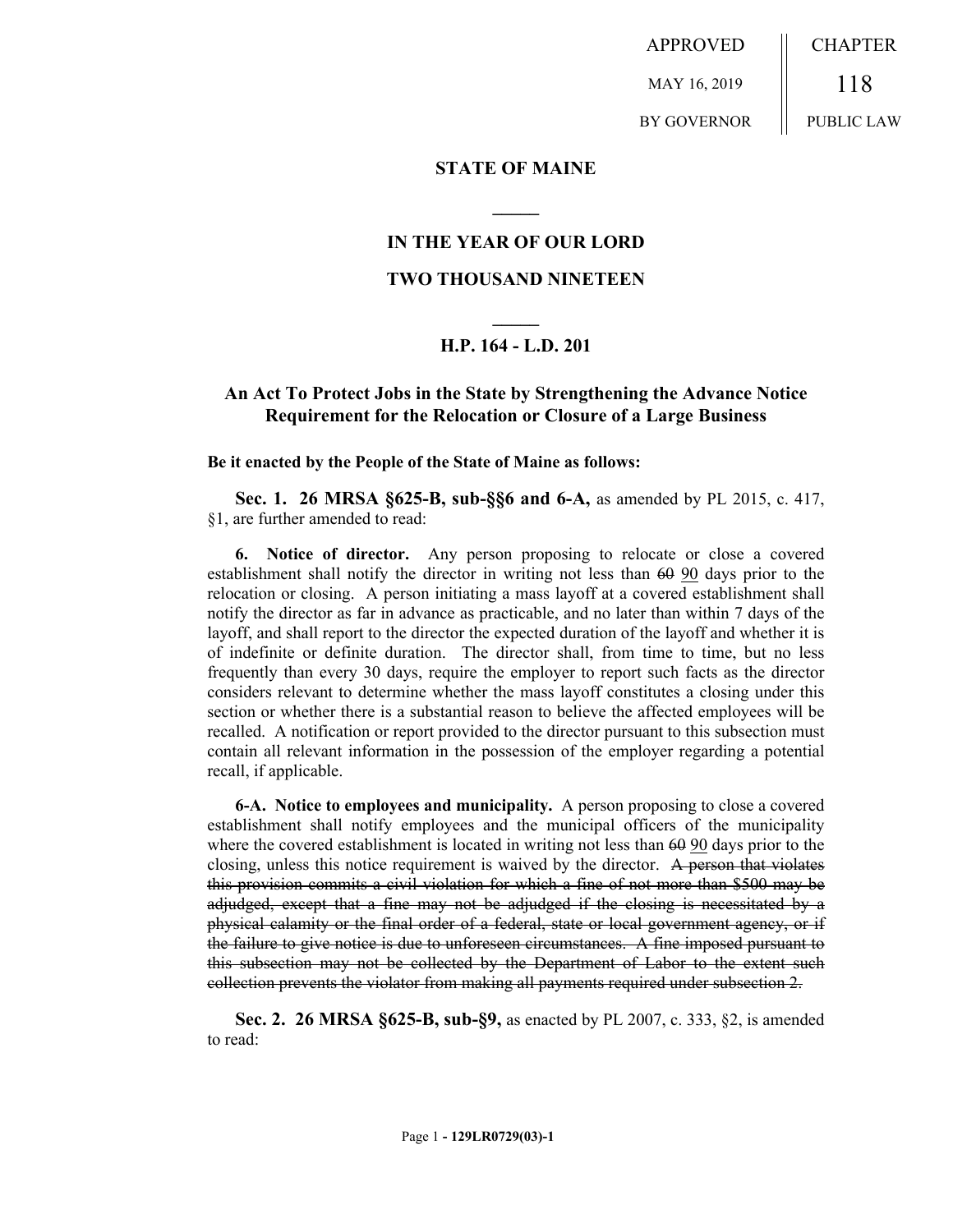APPROVED
MAY 16, 2019
BY GOVERNOR

CHAPTER
118
PUBLIC LAW

## STATE OF MAINE

## IN THE YEAR OF OUR LORD

## TWO THOUSAND NINETEEN

## H.P. 164 - L.D. 201

### An Act To Protect Jobs in the State by Strengthening the Advance Notice Requirement for the Relocation or Closure of a Large Business

**Be it enacted by the People of the State of Maine as follows:**

**Sec. 1. 26 MRSA §625-B, sub-§§6 and 6-A,** as amended by PL 2015, c. 417, §1, are further amended to read:

**6. Notice of director.** Any person proposing to relocate or close a covered establishment shall notify the director in writing not less than ~~60~~ <u>90</u> days prior to the relocation or closing. A person initiating a mass layoff at a covered establishment shall notify the director as far in advance as practicable, and no later than within 7 days of the layoff, and shall report to the director the expected duration of the layoff and whether it is of indefinite or definite duration. The director shall, from time to time, but no less frequently than every 30 days, require the employer to report such facts as the director considers relevant to determine whether the mass layoff constitutes a closing under this section or whether there is a substantial reason to believe the affected employees will be recalled. A notification or report provided to the director pursuant to this subsection must contain all relevant information in the possession of the employer regarding a potential recall, if applicable.

**6-A. Notice to employees and municipality.** A person proposing to close a covered establishment shall notify employees and the municipal officers of the municipality where the covered establishment is located in writing not less than ~~60~~ <u>90</u> days prior to the closing, unless this notice requirement is waived by the director. ~~A person that violates this provision commits a civil violation for which a fine of not more than $500 may be adjudged, except that a fine may not be adjudged if the closing is necessitated by a physical calamity or the final order of a federal, state or local government agency, or if the failure to give notice is due to unforeseen circumstances. A fine imposed pursuant to this subsection may not be collected by the Department of Labor to the extent such collection prevents the violator from making all payments required under subsection 2.~~

**Sec. 2. 26 MRSA §625-B, sub-§9,** as enacted by PL 2007, c. 333, §2, is amended to read: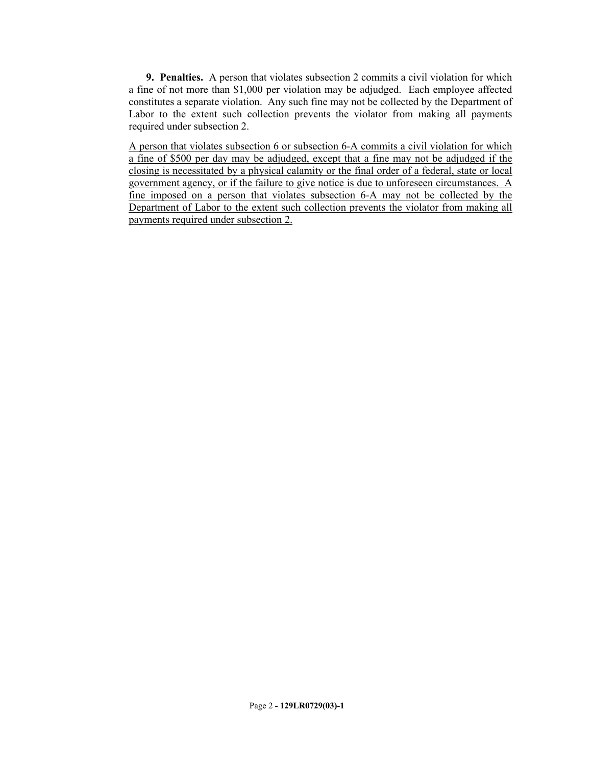**9. Penalties.** A person that violates subsection 2 commits a civil violation for which a fine of not more than $1,000 per violation may be adjudged. Each employee affected constitutes a separate violation. Any such fine may not be collected by the Department of Labor to the extent such collection prevents the violator from making all payments required under subsection 2.

<u>A person that violates subsection 6 or subsection 6-A commits a civil violation for which a fine of $500 per day may be adjudged, except that a fine may not be adjudged if the closing is necessitated by a physical calamity or the final order of a federal, state or local government agency, or if the failure to give notice is due to unforeseen circumstances. A fine imposed on a person that violates subsection 6-A may not be collected by the Department of Labor to the extent such collection prevents the violator from making all payments required under subsection 2.</u>